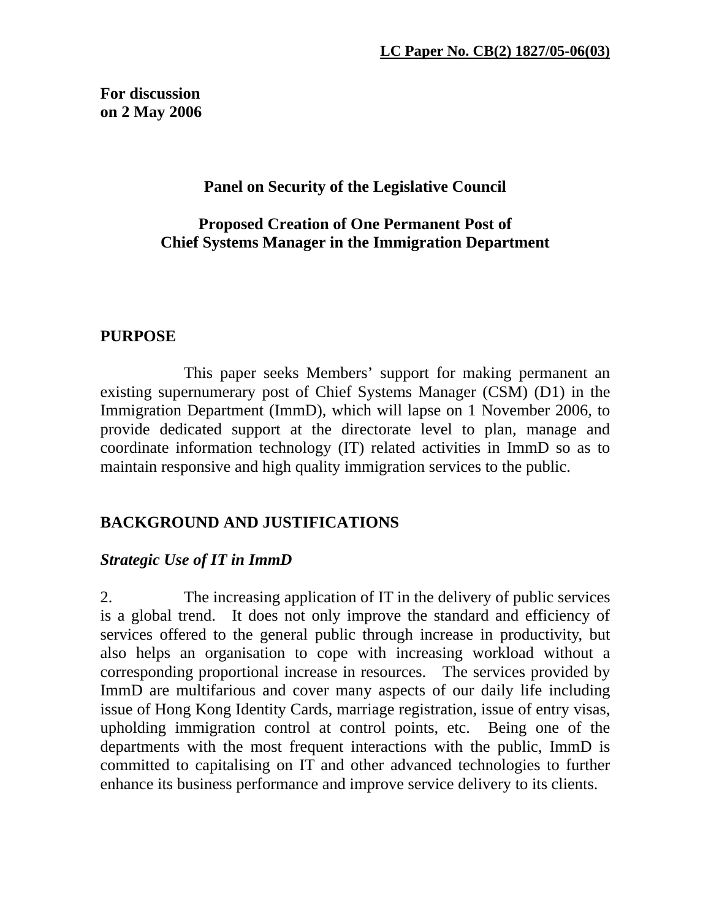**LC Paper No. CB(2) 1827/05-06(03)**

**For discussion**
**on 2 May 2006**

# Panel on Security of the Legislative Council

## Proposed Creation of One Permanent Post of Chief Systems Manager in the Immigration Department

## PURPOSE

This paper seeks Members' support for making permanent an existing supernumerary post of Chief Systems Manager (CSM) (D1) in the Immigration Department (ImmD), which will lapse on 1 November 2006, to provide dedicated support at the directorate level to plan, manage and coordinate information technology (IT) related activities in ImmD so as to maintain responsive and high quality immigration services to the public.

## BACKGROUND AND JUSTIFICATIONS

### *Strategic Use of IT in ImmD*

2. The increasing application of IT in the delivery of public services is a global trend. It does not only improve the standard and efficiency of services offered to the general public through increase in productivity, but also helps an organisation to cope with increasing workload without a corresponding proportional increase in resources. The services provided by ImmD are multifarious and cover many aspects of our daily life including issue of Hong Kong Identity Cards, marriage registration, issue of entry visas, upholding immigration control at control points, etc. Being one of the departments with the most frequent interactions with the public, ImmD is committed to capitalising on IT and other advanced technologies to further enhance its business performance and improve service delivery to its clients.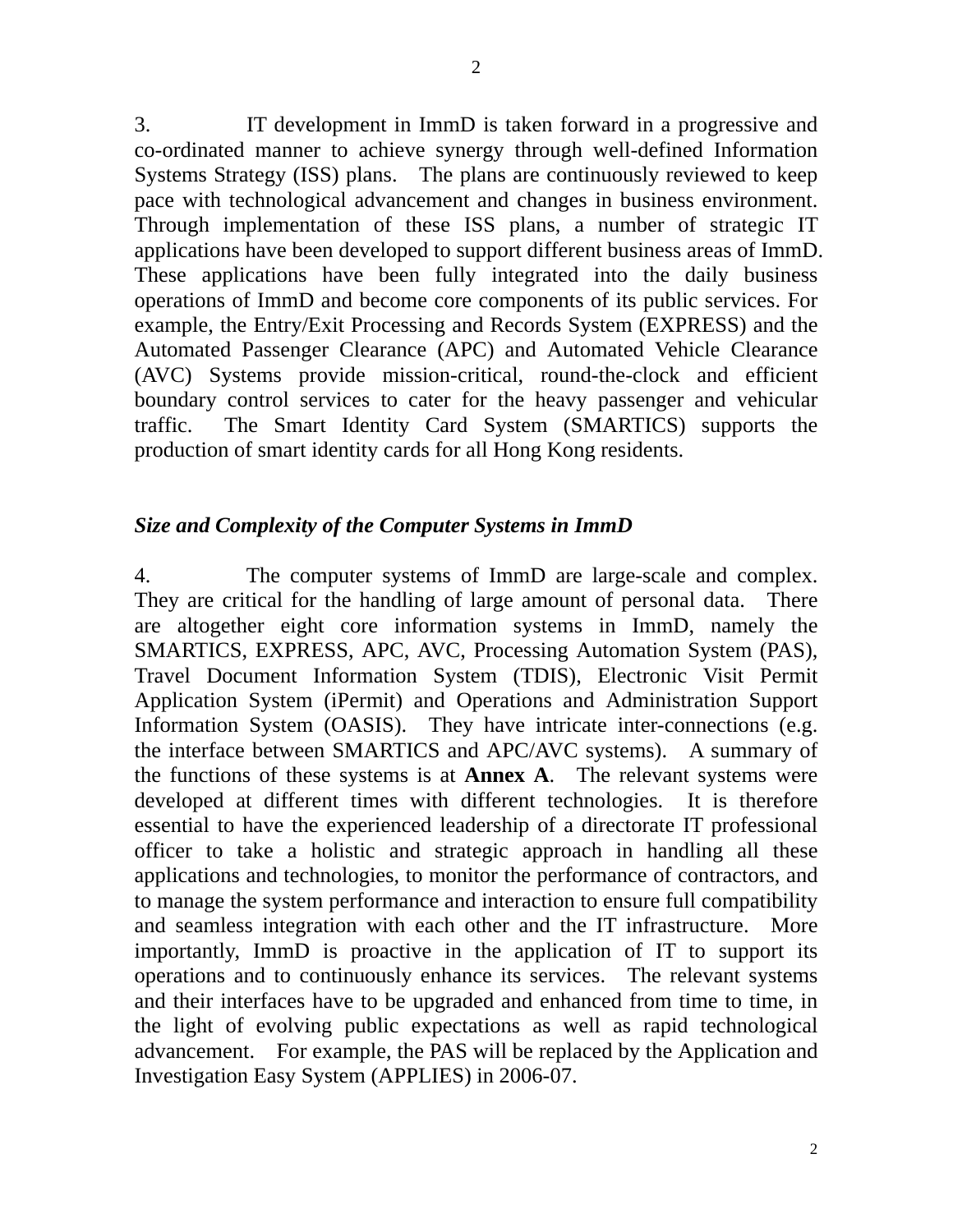3. IT development in ImmD is taken forward in a progressive and co-ordinated manner to achieve synergy through well-defined Information Systems Strategy (ISS) plans. The plans are continuously reviewed to keep pace with technological advancement and changes in business environment. Through implementation of these ISS plans, a number of strategic IT applications have been developed to support different business areas of ImmD. These applications have been fully integrated into the daily business operations of ImmD and become core components of its public services. For example, the Entry/Exit Processing and Records System (EXPRESS) and the Automated Passenger Clearance (APC) and Automated Vehicle Clearance (AVC) Systems provide mission-critical, round-the-clock and efficient boundary control services to cater for the heavy passenger and vehicular traffic. The Smart Identity Card System (SMARTICS) supports the production of smart identity cards for all Hong Kong residents.

***Size and Complexity of the Computer Systems in ImmD***

4. The computer systems of ImmD are large-scale and complex. They are critical for the handling of large amount of personal data. There are altogether eight core information systems in ImmD, namely the SMARTICS, EXPRESS, APC, AVC, Processing Automation System (PAS), Travel Document Information System (TDIS), Electronic Visit Permit Application System (iPermit) and Operations and Administration Support Information System (OASIS). They have intricate inter-connections (e.g. the interface between SMARTICS and APC/AVC systems). A summary of the functions of these systems is at **Annex A**. The relevant systems were developed at different times with different technologies. It is therefore essential to have the experienced leadership of a directorate IT professional officer to take a holistic and strategic approach in handling all these applications and technologies, to monitor the performance of contractors, and to manage the system performance and interaction to ensure full compatibility and seamless integration with each other and the IT infrastructure. More importantly, ImmD is proactive in the application of IT to support its operations and to continuously enhance its services. The relevant systems and their interfaces have to be upgraded and enhanced from time to time, in the light of evolving public expectations as well as rapid technological advancement. For example, the PAS will be replaced by the Application and Investigation Easy System (APPLIES) in 2006-07.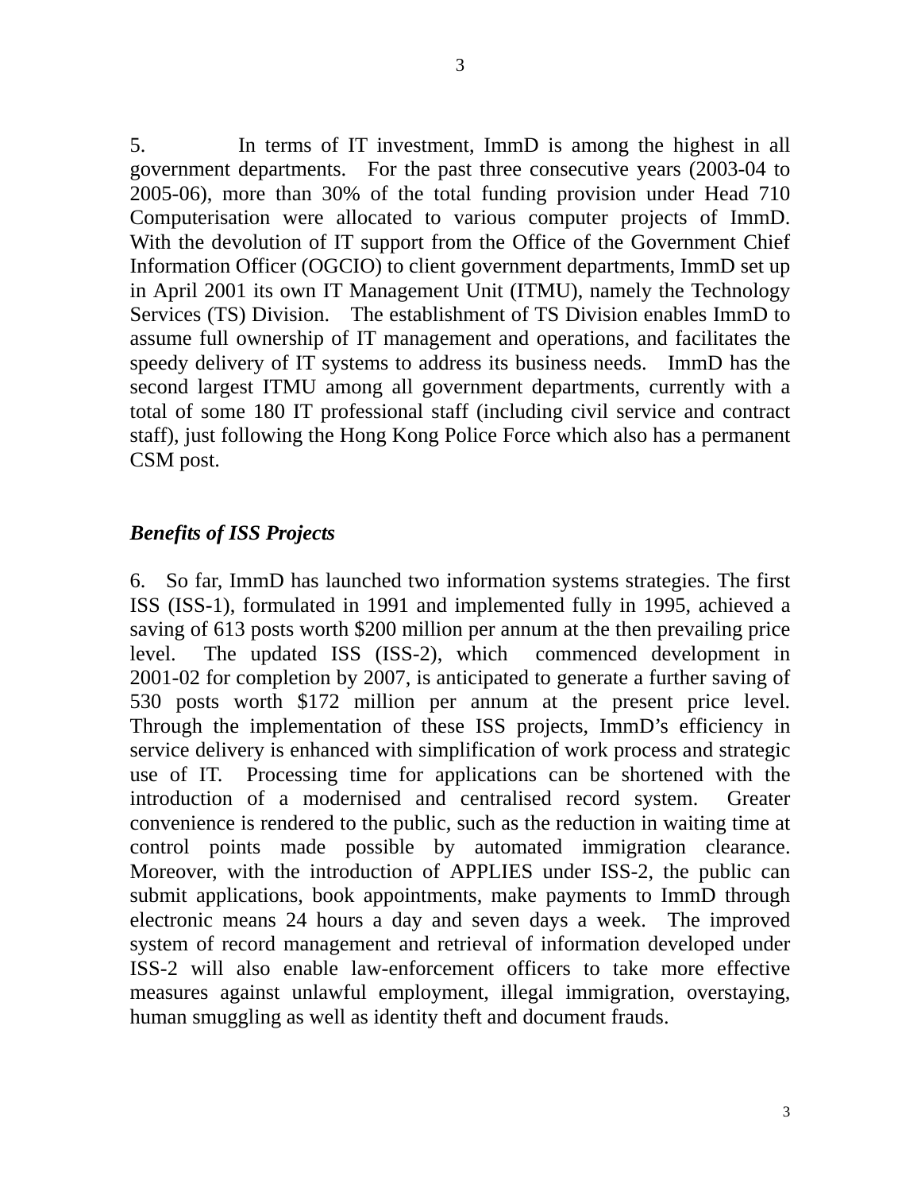5. In terms of IT investment, ImmD is among the highest in all government departments. For the past three consecutive years (2003-04 to 2005-06), more than 30% of the total funding provision under Head 710 Computerisation were allocated to various computer projects of ImmD. With the devolution of IT support from the Office of the Government Chief Information Officer (OGCIO) to client government departments, ImmD set up in April 2001 its own IT Management Unit (ITMU), namely the Technology Services (TS) Division. The establishment of TS Division enables ImmD to assume full ownership of IT management and operations, and facilitates the speedy delivery of IT systems to address its business needs. ImmD has the second largest ITMU among all government departments, currently with a total of some 180 IT professional staff (including civil service and contract staff), just following the Hong Kong Police Force which also has a permanent CSM post.

***Benefits of ISS Projects***

6. So far, ImmD has launched two information systems strategies. The first ISS (ISS-1), formulated in 1991 and implemented fully in 1995, achieved a saving of 613 posts worth $200 million per annum at the then prevailing price level. The updated ISS (ISS-2), which commenced development in 2001-02 for completion by 2007, is anticipated to generate a further saving of 530 posts worth $172 million per annum at the present price level. Through the implementation of these ISS projects, ImmD's efficiency in service delivery is enhanced with simplification of work process and strategic use of IT. Processing time for applications can be shortened with the introduction of a modernised and centralised record system. Greater convenience is rendered to the public, such as the reduction in waiting time at control points made possible by automated immigration clearance. Moreover, with the introduction of APPLIES under ISS-2, the public can submit applications, book appointments, make payments to ImmD through electronic means 24 hours a day and seven days a week. The improved system of record management and retrieval of information developed under ISS-2 will also enable law-enforcement officers to take more effective measures against unlawful employment, illegal immigration, overstaying, human smuggling as well as identity theft and document frauds.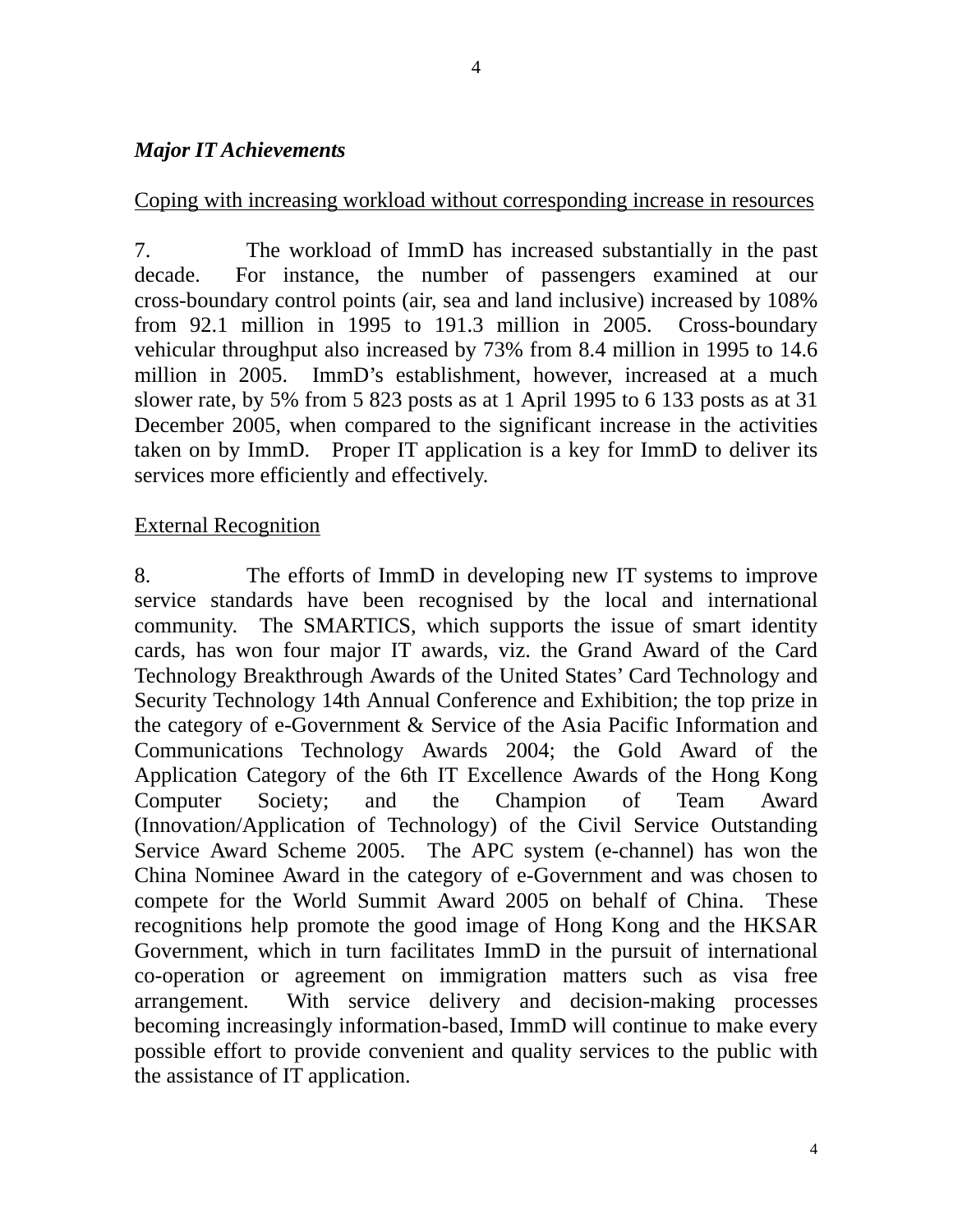***Major IT Achievements***

<u>Coping with increasing workload without corresponding increase in resources</u>

7. The workload of ImmD has increased substantially in the past decade. For instance, the number of passengers examined at our cross-boundary control points (air, sea and land inclusive) increased by 108% from 92.1 million in 1995 to 191.3 million in 2005. Cross-boundary vehicular throughput also increased by 73% from 8.4 million in 1995 to 14.6 million in 2005. ImmD's establishment, however, increased at a much slower rate, by 5% from 5 823 posts as at 1 April 1995 to 6 133 posts as at 31 December 2005, when compared to the significant increase in the activities taken on by ImmD. Proper IT application is a key for ImmD to deliver its services more efficiently and effectively.

<u>External Recognition</u>

8. The efforts of ImmD in developing new IT systems to improve service standards have been recognised by the local and international community. The SMARTICS, which supports the issue of smart identity cards, has won four major IT awards, viz. the Grand Award of the Card Technology Breakthrough Awards of the United States' Card Technology and Security Technology 14th Annual Conference and Exhibition; the top prize in the category of e-Government & Service of the Asia Pacific Information and Communications Technology Awards 2004; the Gold Award of the Application Category of the 6th IT Excellence Awards of the Hong Kong Computer Society; and the Champion of Team Award (Innovation/Application of Technology) of the Civil Service Outstanding Service Award Scheme 2005. The APC system (e-channel) has won the China Nominee Award in the category of e-Government and was chosen to compete for the World Summit Award 2005 on behalf of China. These recognitions help promote the good image of Hong Kong and the HKSAR Government, which in turn facilitates ImmD in the pursuit of international co-operation or agreement on immigration matters such as visa free arrangement. With service delivery and decision-making processes becoming increasingly information-based, ImmD will continue to make every possible effort to provide convenient and quality services to the public with the assistance of IT application.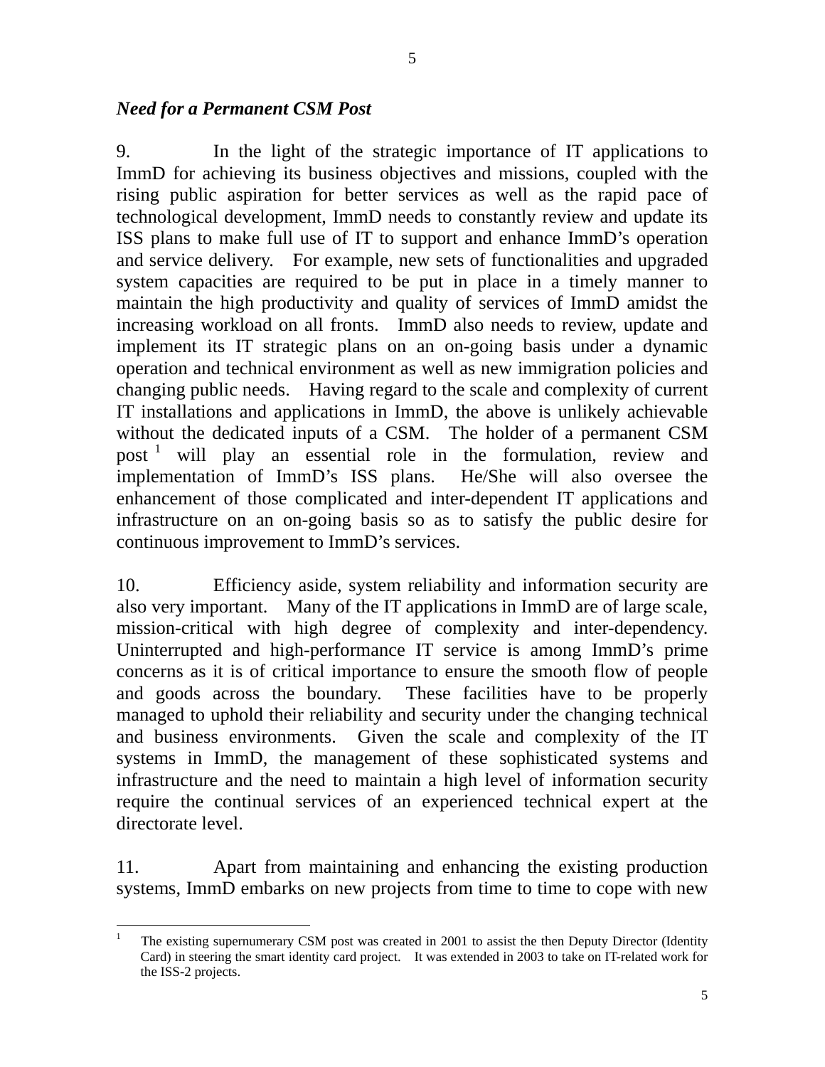### *Need for a Permanent CSM Post*

9. In the light of the strategic importance of IT applications to ImmD for achieving its business objectives and missions, coupled with the rising public aspiration for better services as well as the rapid pace of technological development, ImmD needs to constantly review and update its ISS plans to make full use of IT to support and enhance ImmD's operation and service delivery. For example, new sets of functionalities and upgraded system capacities are required to be put in place in a timely manner to maintain the high productivity and quality of services of ImmD amidst the increasing workload on all fronts. ImmD also needs to review, update and implement its IT strategic plans on an on-going basis under a dynamic operation and technical environment as well as new immigration policies and changing public needs. Having regard to the scale and complexity of current IT installations and applications in ImmD, the above is unlikely achievable without the dedicated inputs of a CSM. The holder of a permanent CSM post [1] will play an essential role in the formulation, review and implementation of ImmD's ISS plans. He/She will also oversee the enhancement of those complicated and inter-dependent IT applications and infrastructure on an on-going basis so as to satisfy the public desire for continuous improvement to ImmD's services.

10. Efficiency aside, system reliability and information security are also very important. Many of the IT applications in ImmD are of large scale, mission-critical with high degree of complexity and inter-dependency. Uninterrupted and high-performance IT service is among ImmD's prime concerns as it is of critical importance to ensure the smooth flow of people and goods across the boundary. These facilities have to be properly managed to uphold their reliability and security under the changing technical and business environments. Given the scale and complexity of the IT systems in ImmD, the management of these sophisticated systems and infrastructure and the need to maintain a high level of information security require the continual services of an experienced technical expert at the directorate level.

11. Apart from maintaining and enhancing the existing production systems, ImmD embarks on new projects from time to time to cope with new

---

[1] The existing supernumerary CSM post was created in 2001 to assist the then Deputy Director (Identity Card) in steering the smart identity card project. It was extended in 2003 to take on IT-related work for the ISS-2 projects.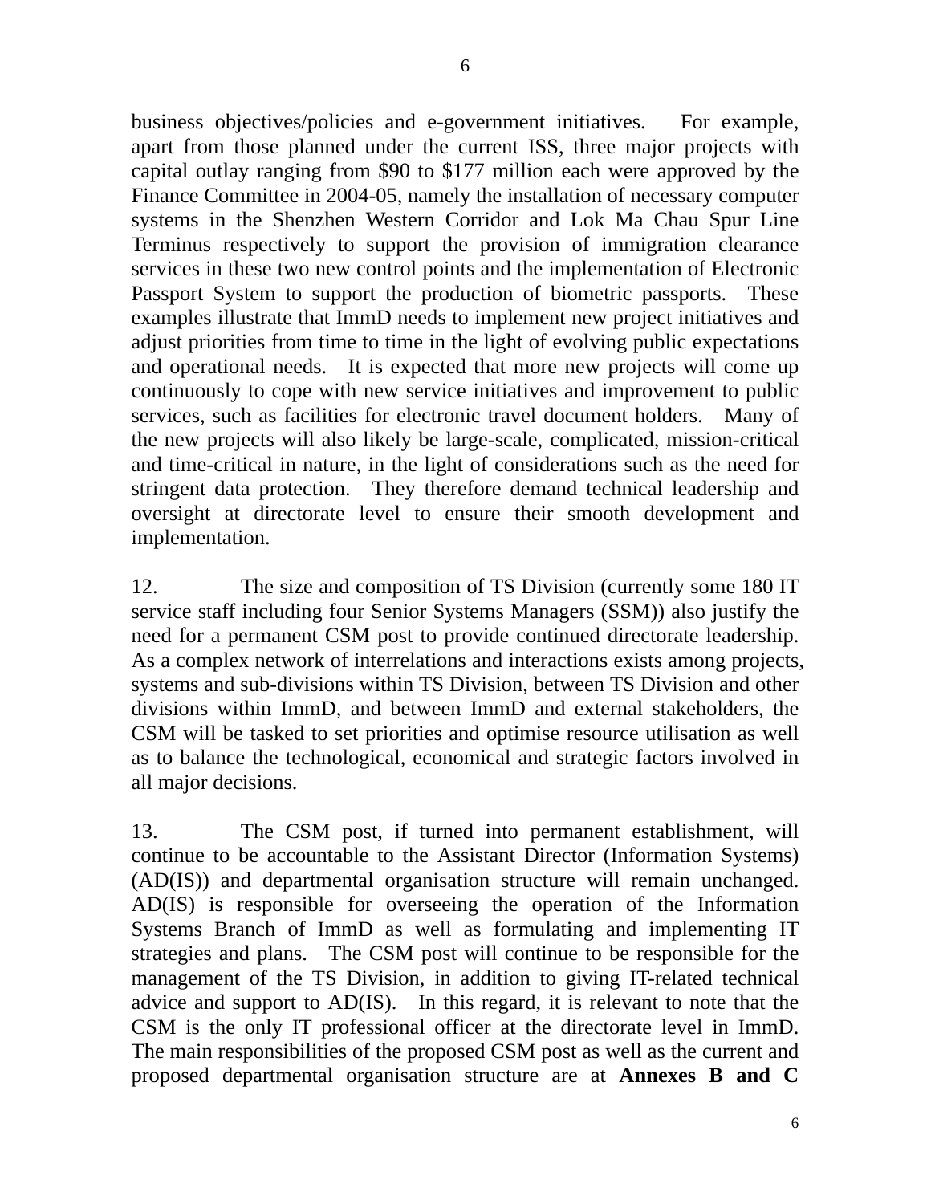business objectives/policies and e-government initiatives. For example, apart from those planned under the current ISS, three major projects with capital outlay ranging from $90 to $177 million each were approved by the Finance Committee in 2004-05, namely the installation of necessary computer systems in the Shenzhen Western Corridor and Lok Ma Chau Spur Line Terminus respectively to support the provision of immigration clearance services in these two new control points and the implementation of Electronic Passport System to support the production of biometric passports. These examples illustrate that ImmD needs to implement new project initiatives and adjust priorities from time to time in the light of evolving public expectations and operational needs. It is expected that more new projects will come up continuously to cope with new service initiatives and improvement to public services, such as facilities for electronic travel document holders. Many of the new projects will also likely be large-scale, complicated, mission-critical and time-critical in nature, in the light of considerations such as the need for stringent data protection. They therefore demand technical leadership and oversight at directorate level to ensure their smooth development and implementation.

12. The size and composition of TS Division (currently some 180 IT service staff including four Senior Systems Managers (SSM)) also justify the need for a permanent CSM post to provide continued directorate leadership. As a complex network of interrelations and interactions exists among projects, systems and sub-divisions within TS Division, between TS Division and other divisions within ImmD, and between ImmD and external stakeholders, the CSM will be tasked to set priorities and optimise resource utilisation as well as to balance the technological, economical and strategic factors involved in all major decisions.

13. The CSM post, if turned into permanent establishment, will continue to be accountable to the Assistant Director (Information Systems) (AD(IS)) and departmental organisation structure will remain unchanged. AD(IS) is responsible for overseeing the operation of the Information Systems Branch of ImmD as well as formulating and implementing IT strategies and plans. The CSM post will continue to be responsible for the management of the TS Division, in addition to giving IT-related technical advice and support to AD(IS). In this regard, it is relevant to note that the CSM is the only IT professional officer at the directorate level in ImmD. The main responsibilities of the proposed CSM post as well as the current and proposed departmental organisation structure are at **Annexes B and C**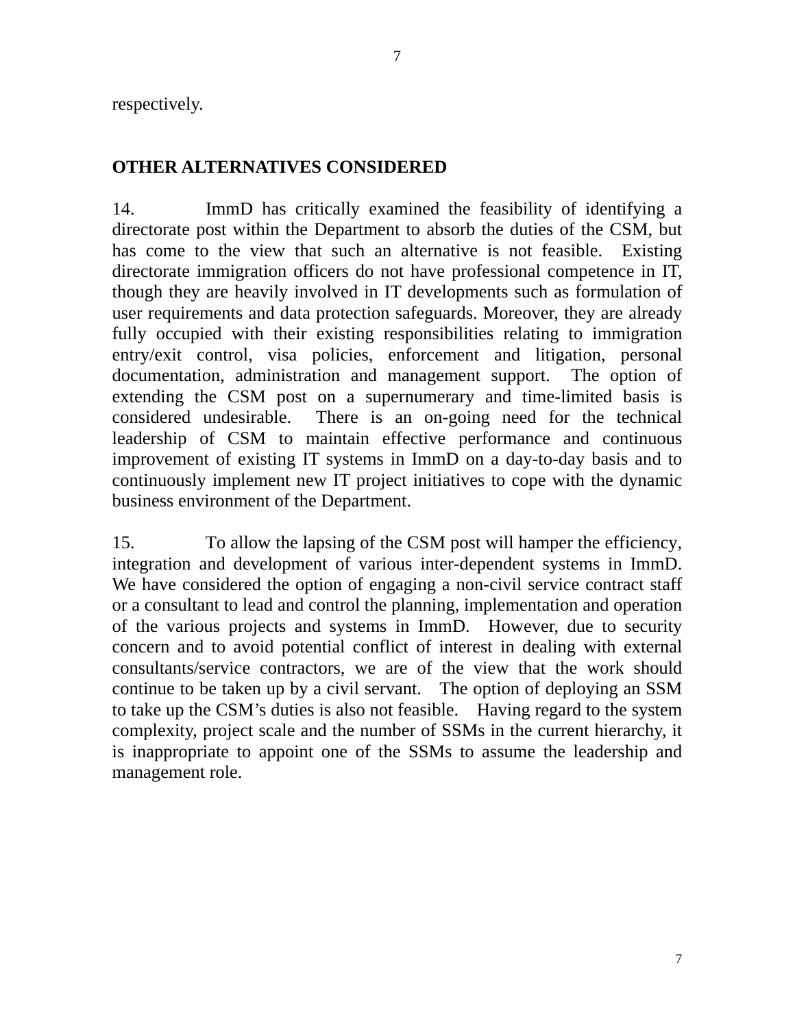respectively.

## OTHER ALTERNATIVES CONSIDERED

14. ImmD has critically examined the feasibility of identifying a directorate post within the Department to absorb the duties of the CSM, but has come to the view that such an alternative is not feasible. Existing directorate immigration officers do not have professional competence in IT, though they are heavily involved in IT developments such as formulation of user requirements and data protection safeguards. Moreover, they are already fully occupied with their existing responsibilities relating to immigration entry/exit control, visa policies, enforcement and litigation, personal documentation, administration and management support. The option of extending the CSM post on a supernumerary and time-limited basis is considered undesirable. There is an on-going need for the technical leadership of CSM to maintain effective performance and continuous improvement of existing IT systems in ImmD on a day-to-day basis and to continuously implement new IT project initiatives to cope with the dynamic business environment of the Department.

15. To allow the lapsing of the CSM post will hamper the efficiency, integration and development of various inter-dependent systems in ImmD. We have considered the option of engaging a non-civil service contract staff or a consultant to lead and control the planning, implementation and operation of the various projects and systems in ImmD. However, due to security concern and to avoid potential conflict of interest in dealing with external consultants/service contractors, we are of the view that the work should continue to be taken up by a civil servant. The option of deploying an SSM to take up the CSM's duties is also not feasible. Having regard to the system complexity, project scale and the number of SSMs in the current hierarchy, it is inappropriate to appoint one of the SSMs to assume the leadership and management role.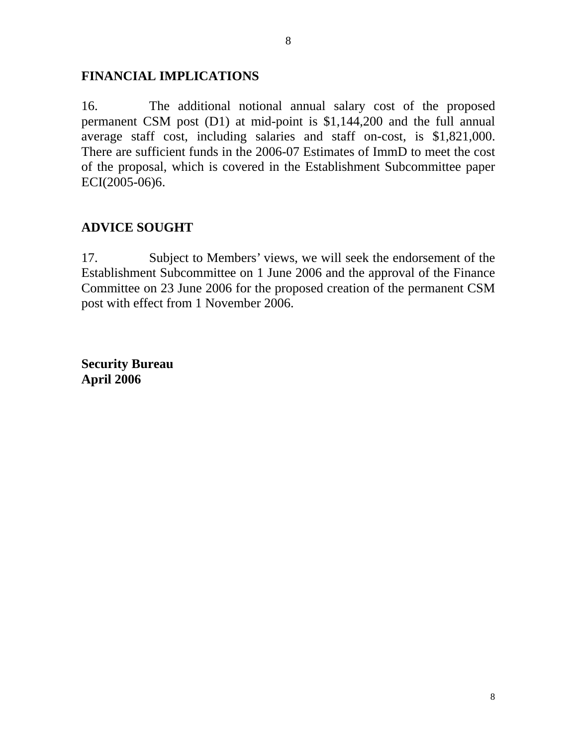## FINANCIAL IMPLICATIONS

16. The additional notional annual salary cost of the proposed permanent CSM post (D1) at mid-point is $1,144,200 and the full annual average staff cost, including salaries and staff on-cost, is $1,821,000. There are sufficient funds in the 2006-07 Estimates of ImmD to meet the cost of the proposal, which is covered in the Establishment Subcommittee paper ECI(2005-06)6.

## ADVICE SOUGHT

17. Subject to Members' views, we will seek the endorsement of the Establishment Subcommittee on 1 June 2006 and the approval of the Finance Committee on 23 June 2006 for the proposed creation of the permanent CSM post with effect from 1 November 2006.

**Security Bureau**
**April 2006**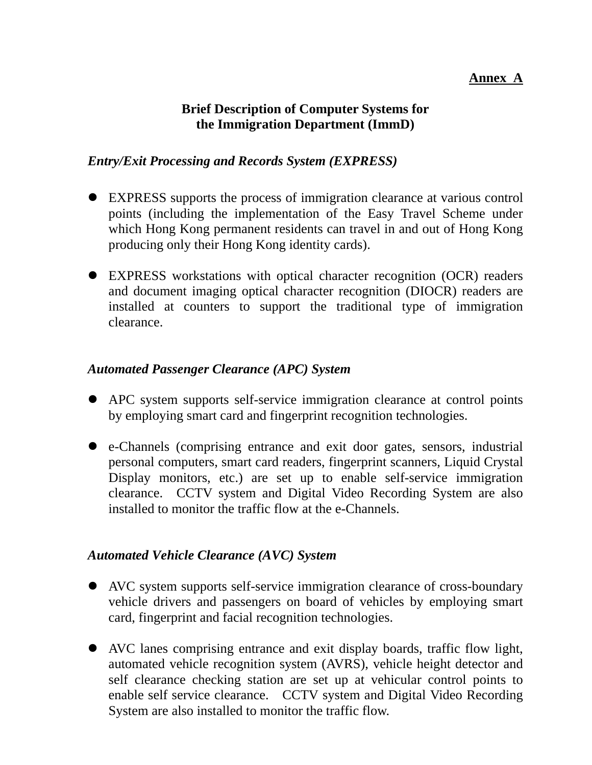**Annex A**

# Brief Description of Computer Systems for the Immigration Department (ImmD)

### *Entry/Exit Processing and Records System (EXPRESS)*

- EXPRESS supports the process of immigration clearance at various control points (including the implementation of the Easy Travel Scheme under which Hong Kong permanent residents can travel in and out of Hong Kong producing only their Hong Kong identity cards).

- EXPRESS workstations with optical character recognition (OCR) readers and document imaging optical character recognition (DIOCR) readers are installed at counters to support the traditional type of immigration clearance.

### *Automated Passenger Clearance (APC) System*

- APC system supports self-service immigration clearance at control points by employing smart card and fingerprint recognition technologies.

- e-Channels (comprising entrance and exit door gates, sensors, industrial personal computers, smart card readers, fingerprint scanners, Liquid Crystal Display monitors, etc.) are set up to enable self-service immigration clearance. CCTV system and Digital Video Recording System are also installed to monitor the traffic flow at the e-Channels.

### *Automated Vehicle Clearance (AVC) System*

- AVC system supports self-service immigration clearance of cross-boundary vehicle drivers and passengers on board of vehicles by employing smart card, fingerprint and facial recognition technologies.

- AVC lanes comprising entrance and exit display boards, traffic flow light, automated vehicle recognition system (AVRS), vehicle height detector and self clearance checking station are set up at vehicular control points to enable self service clearance. CCTV system and Digital Video Recording System are also installed to monitor the traffic flow.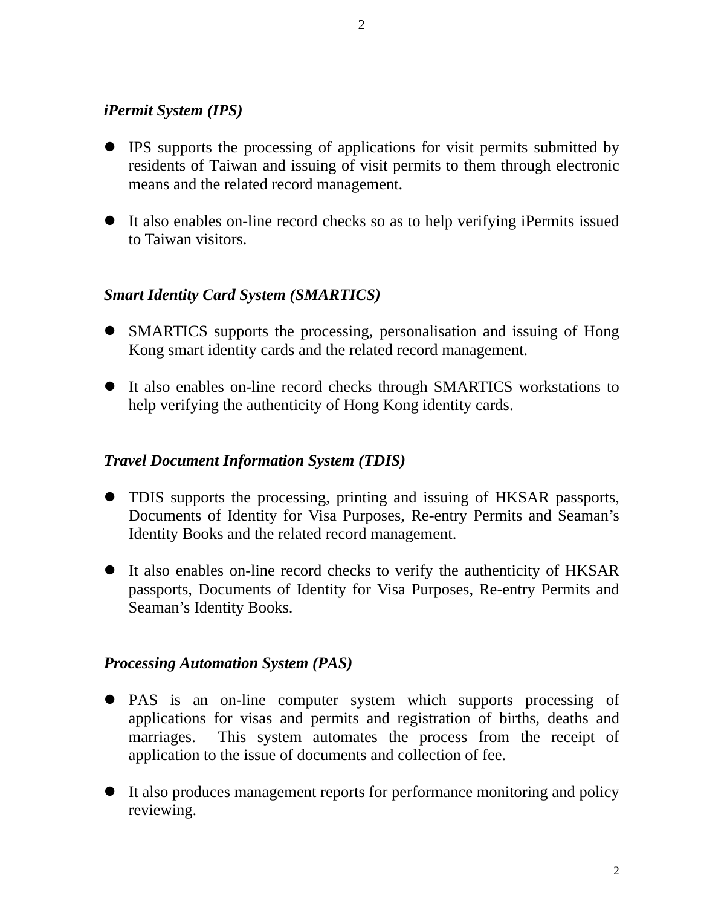***iPermit System (IPS)***

- IPS supports the processing of applications for visit permits submitted by residents of Taiwan and issuing of visit permits to them through electronic means and the related record management.

- It also enables on-line record checks so as to help verifying iPermits issued to Taiwan visitors.

***Smart Identity Card System (SMARTICS)***

- SMARTICS supports the processing, personalisation and issuing of Hong Kong smart identity cards and the related record management.

- It also enables on-line record checks through SMARTICS workstations to help verifying the authenticity of Hong Kong identity cards.

***Travel Document Information System (TDIS)***

- TDIS supports the processing, printing and issuing of HKSAR passports, Documents of Identity for Visa Purposes, Re-entry Permits and Seaman's Identity Books and the related record management.

- It also enables on-line record checks to verify the authenticity of HKSAR passports, Documents of Identity for Visa Purposes, Re-entry Permits and Seaman's Identity Books.

***Processing Automation System (PAS)***

- PAS is an on-line computer system which supports processing of applications for visas and permits and registration of births, deaths and marriages. This system automates the process from the receipt of application to the issue of documents and collection of fee.

- It also produces management reports for performance monitoring and policy reviewing.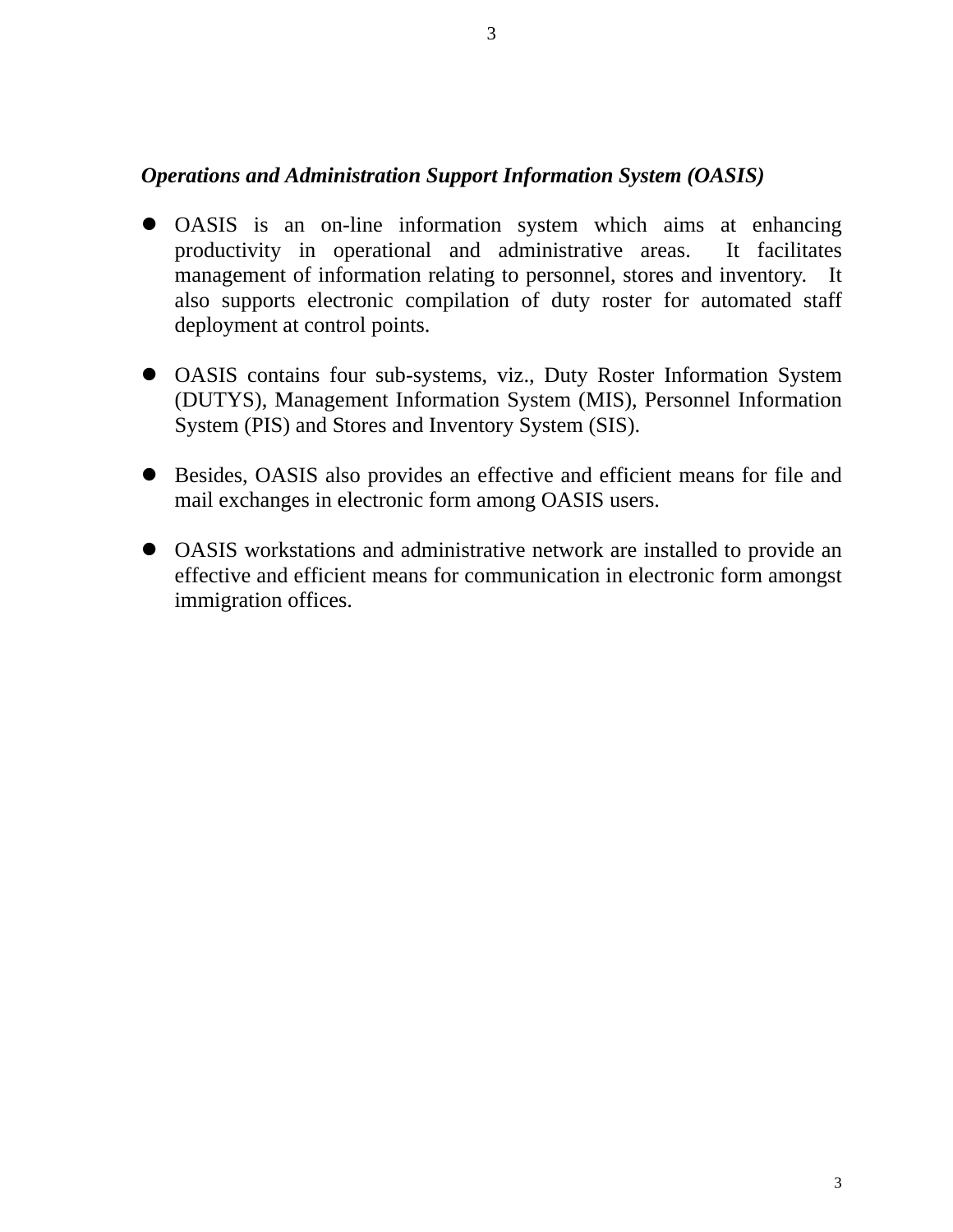***Operations and Administration Support Information System (OASIS)***

- OASIS is an on-line information system which aims at enhancing productivity in operational and administrative areas. It facilitates management of information relating to personnel, stores and inventory. It also supports electronic compilation of duty roster for automated staff deployment at control points.

- OASIS contains four sub-systems, viz., Duty Roster Information System (DUTYS), Management Information System (MIS), Personnel Information System (PIS) and Stores and Inventory System (SIS).

- Besides, OASIS also provides an effective and efficient means for file and mail exchanges in electronic form among OASIS users.

- OASIS workstations and administrative network are installed to provide an effective and efficient means for communication in electronic form amongst immigration offices.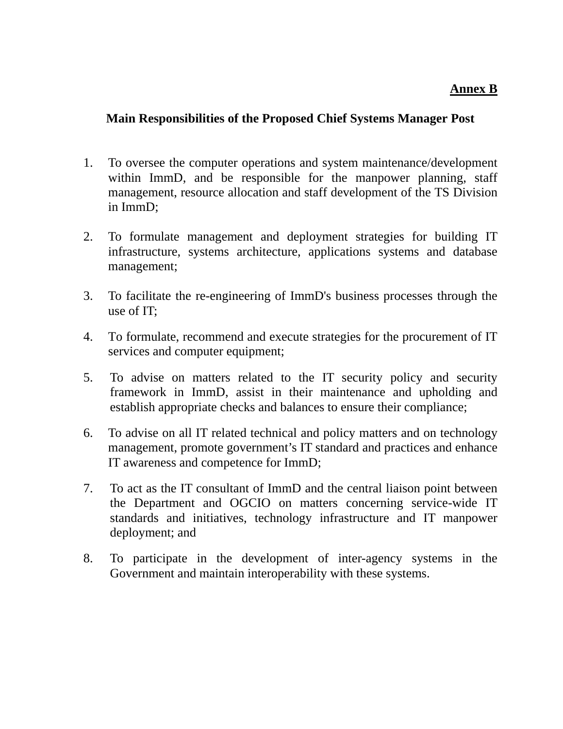**Annex B**

## Main Responsibilities of the Proposed Chief Systems Manager Post

1. To oversee the computer operations and system maintenance/development within ImmD, and be responsible for the manpower planning, staff management, resource allocation and staff development of the TS Division in ImmD;

2. To formulate management and deployment strategies for building IT infrastructure, systems architecture, applications systems and database management;

3. To facilitate the re-engineering of ImmD's business processes through the use of IT;

4. To formulate, recommend and execute strategies for the procurement of IT services and computer equipment;

5. To advise on matters related to the IT security policy and security framework in ImmD, assist in their maintenance and upholding and establish appropriate checks and balances to ensure their compliance;

6. To advise on all IT related technical and policy matters and on technology management, promote government’s IT standard and practices and enhance IT awareness and competence for ImmD;

7. To act as the IT consultant of ImmD and the central liaison point between the Department and OGCIO on matters concerning service-wide IT standards and initiatives, technology infrastructure and IT manpower deployment; and

8. To participate in the development of inter-agency systems in the Government and maintain interoperability with these systems.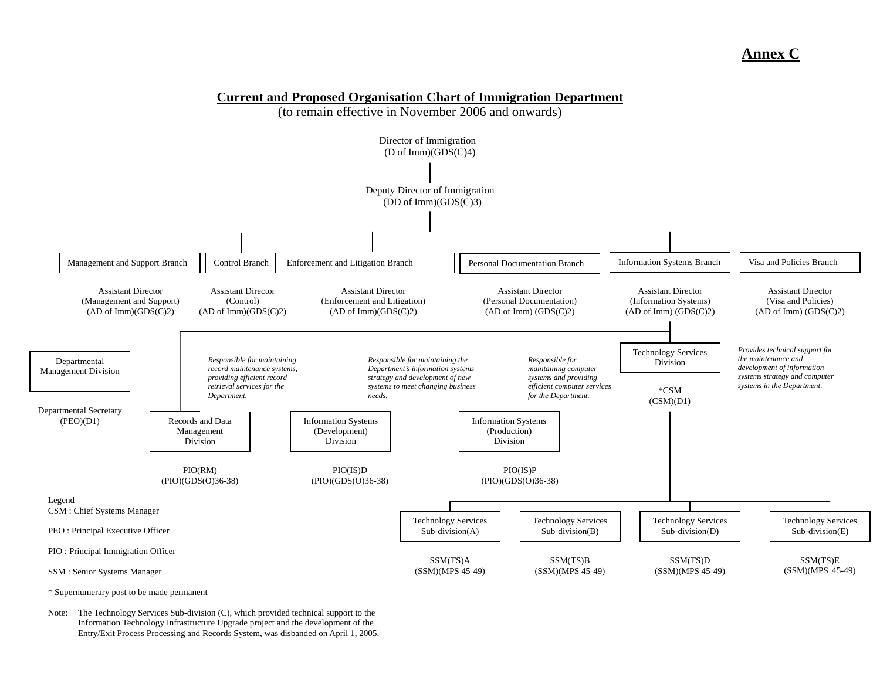**Annex C**

## Current and Proposed Organisation Chart of Immigration Department

(to remain effective in November 2006 and onwards)

Director of Immigration
(D of Imm)(GDS(C)4)

Deputy Director of Immigration
(DD of Imm)(GDS(C)3)

Management and Support Branch

Assistant Director
(Management and Support)
(AD of Imm)(GDS(C)2)

Control Branch

Assistant Director
(Control)
(AD of Imm)(GDS(C)2)

Enforcement and Litigation Branch

Assistant Director
(Enforcement and Litigation)
(AD of Imm)(GDS(C)2)

Personal Documentation Branch

Assistant Director
(Personal Documentation)
(AD of Imm) (GDS(C)2)

Information Systems Branch

Assistant Director
(Information Systems)
(AD of Imm) (GDS(C)2)

Visa and Policies Branch

Assistant Director
(Visa and Policies)
(AD of Imm) (GDS(C)2)

Departmental Management Division

Departmental Secretary
(PEO)(D1)

Records and Data Management Division

*Responsible for maintaining record maintenance systems, providing efficient record retrieval services for the Department.*

PIO(RM)
(PIO)(GDS(O)36-38)

Information Systems (Development) Division

*Responsible for maintaining the Department's information systems strategy and development of new systems to meet changing business needs.*

PIO(IS)D
(PIO)(GDS(O)36-38)

Information Systems (Production) Division

*Responsible for maintaining computer systems and providing efficient computer services for the Department.*

PIO(IS)P
(PIO)(GDS(O)36-38)

Technology Services Division

*Provides technical support for the maintenance and development of information systems strategy and computer systems in the Department.*

*CSM
(CSM)(D1)

Technology Services Sub-division(A)

SSM(TS)A
(SSM)(MPS 45-49)

Technology Services Sub-division(B)

SSM(TS)B
(SSM)(MPS 45-49)

Technology Services Sub-division(D)

SSM(TS)D
(SSM)(MPS 45-49)

Technology Services Sub-division(E)

SSM(TS)E
(SSM)(MPS 45-49)

Legend

CSM : Chief Systems Manager

PEO : Principal Executive Officer

PIO : Principal Immigration Officer

SSM : Senior Systems Manager

* Supernumerary post to be made permanent

Note: The Technology Services Sub-division (C), which provided technical support to the Information Technology Infrastructure Upgrade project and the development of the Entry/Exit Process Processing and Records System, was disbanded on April 1, 2005.